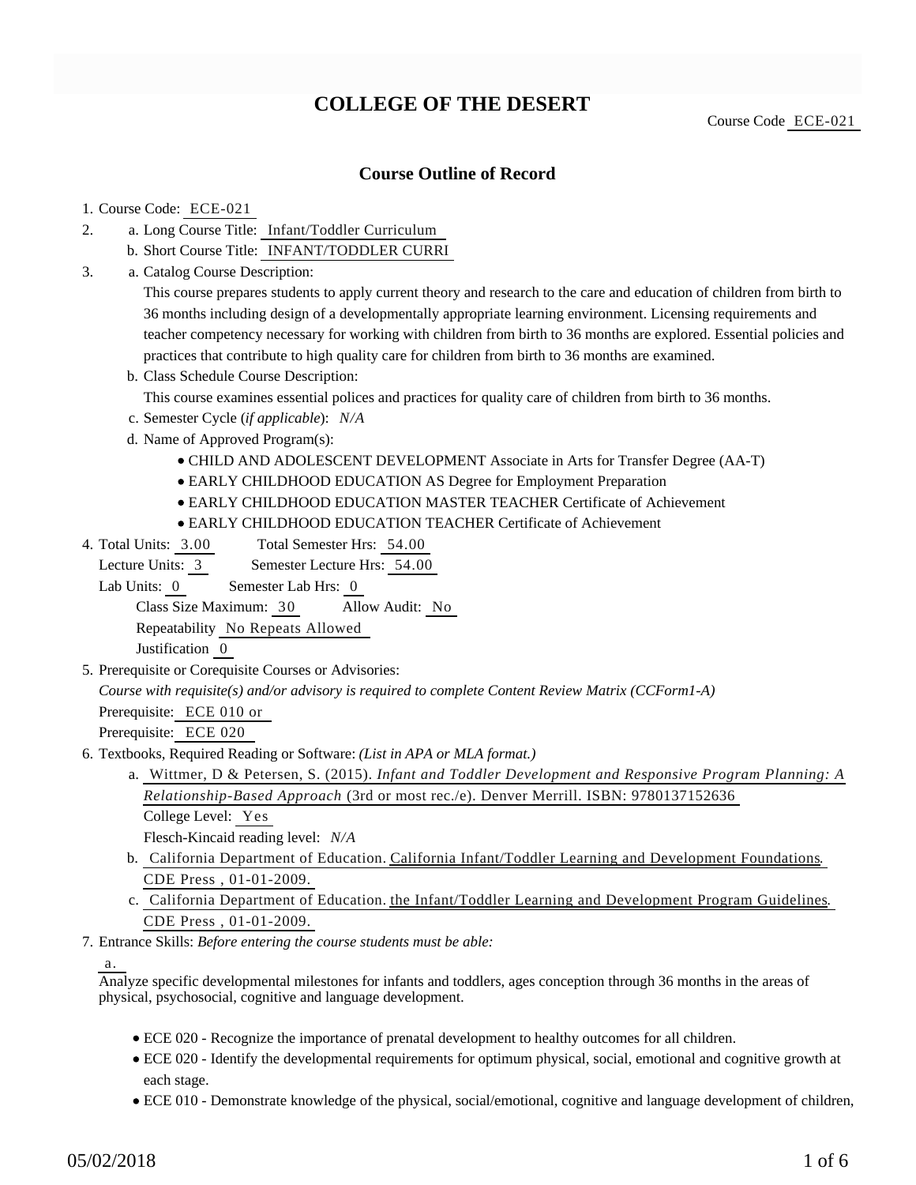# COLLEGE OF THE DESERT

Course Code ECE-021

## Course Outline of Record

1. Course Code: ECE-021
2. a. Long Course Title: Infant/Toddler Curriculum
   b. Short Course Title: INFANT/TODDLER CURRI
3. a. Catalog Course Description:
   This course prepares students to apply current theory and research to the care and education of children from birth to 36 months including design of a developmentally appropriate learning environment. Licensing requirements and teacher competency necessary for working with children from birth to 36 months are explored. Essential policies and practices that contribute to high quality care for children from birth to 36 months are examined.
   b. Class Schedule Course Description:
   This course examines essential polices and practices for quality care of children from birth to 36 months.
   c. Semester Cycle (*if applicable*): *N/A*
   d. Name of Approved Program(s):
      - CHILD AND ADOLESCENT DEVELOPMENT Associate in Arts for Transfer Degree (AA-T)
      - EARLY CHILDHOOD EDUCATION AS Degree for Employment Preparation
      - EARLY CHILDHOOD EDUCATION MASTER TEACHER Certificate of Achievement
      - EARLY CHILDHOOD EDUCATION TEACHER Certificate of Achievement
4. Total Units: 3.00 Total Semester Hrs: 54.00
   Lecture Units: 3 Semester Lecture Hrs: 54.00
   Lab Units: 0 Semester Lab Hrs: 0
   Class Size Maximum: 30 Allow Audit: No
   Repeatability No Repeats Allowed
   Justification 0
5. Prerequisite or Corequisite Courses or Advisories:
   *Course with requisite(s) and/or advisory is required to complete Content Review Matrix (CCForm1-A)*
   Prerequisite: ECE 010 or
   Prerequisite: ECE 020
6. Textbooks, Required Reading or Software: *(List in APA or MLA format.)*
   a. Wittmer, D & Petersen, S. (2015). *Infant and Toddler Development and Responsive Program Planning: A Relationship-Based Approach* (3rd or most rec./e). Denver Merrill. ISBN: 9780137152636
      College Level: Yes
      Flesch-Kincaid reading level: *N/A*
   b. California Department of Education. California Infant/Toddler Learning and Development Foundations. CDE Press , 01-01-2009.
   c. California Department of Education. the Infant/Toddler Learning and Development Program Guidelines. CDE Press , 01-01-2009.
7. Entrance Skills: *Before entering the course students must be able:*
   a.
   Analyze specific developmental milestones for infants and toddlers, ages conception through 36 months in the areas of physical, psychosocial, cognitive and language development.
   - ECE 020 - Recognize the importance of prenatal development to healthy outcomes for all children.
   - ECE 020 - Identify the developmental requirements for optimum physical, social, emotional and cognitive growth at each stage.
   - ECE 010 - Demonstrate knowledge of the physical, social/emotional, cognitive and language development of children,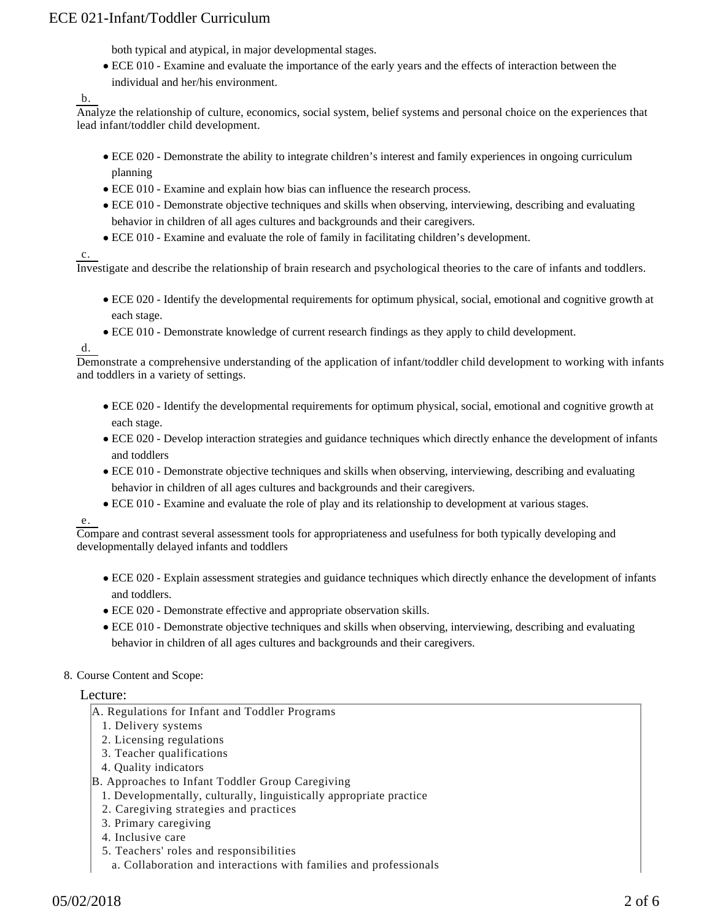both typical and atypical, in major developmental stages.

- ECE 010 - Examine and evaluate the importance of the early years and the effects of interaction between the individual and her/his environment.

b.

Analyze the relationship of culture, economics, social system, belief systems and personal choice on the experiences that lead infant/toddler child development.

- ECE 020 - Demonstrate the ability to integrate children's interest and family experiences in ongoing curriculum planning
- ECE 010 - Examine and explain how bias can influence the research process.
- ECE 010 - Demonstrate objective techniques and skills when observing, interviewing, describing and evaluating behavior in children of all ages cultures and backgrounds and their caregivers.
- ECE 010 - Examine and evaluate the role of family in facilitating children's development.

c.

Investigate and describe the relationship of brain research and psychological theories to the care of infants and toddlers.

- ECE 020 - Identify the developmental requirements for optimum physical, social, emotional and cognitive growth at each stage.
- ECE 010 - Demonstrate knowledge of current research findings as they apply to child development.

d.

Demonstrate a comprehensive understanding of the application of infant/toddler child development to working with infants and toddlers in a variety of settings.

- ECE 020 - Identify the developmental requirements for optimum physical, social, emotional and cognitive growth at each stage.
- ECE 020 - Develop interaction strategies and guidance techniques which directly enhance the development of infants and toddlers
- ECE 010 - Demonstrate objective techniques and skills when observing, interviewing, describing and evaluating behavior in children of all ages cultures and backgrounds and their caregivers.
- ECE 010 - Examine and evaluate the role of play and its relationship to development at various stages.

e.

Compare and contrast several assessment tools for appropriateness and usefulness for both typically developing and developmentally delayed infants and toddlers

- ECE 020 - Explain assessment strategies and guidance techniques which directly enhance the development of infants and toddlers.
- ECE 020 - Demonstrate effective and appropriate observation skills.
- ECE 010 - Demonstrate objective techniques and skills when observing, interviewing, describing and evaluating behavior in children of all ages cultures and backgrounds and their caregivers.

8. Course Content and Scope:

Lecture:

A. Regulations for Infant and Toddler Programs
  1. Delivery systems
  2. Licensing regulations
  3. Teacher qualifications
  4. Quality indicators
B. Approaches to Infant Toddler Group Caregiving
  1. Developmentally, culturally, linguistically appropriate practice
  2. Caregiving strategies and practices
  3. Primary caregiving
  4. Inclusive care
  5. Teachers' roles and responsibilities
    a. Collaboration and interactions with families and professionals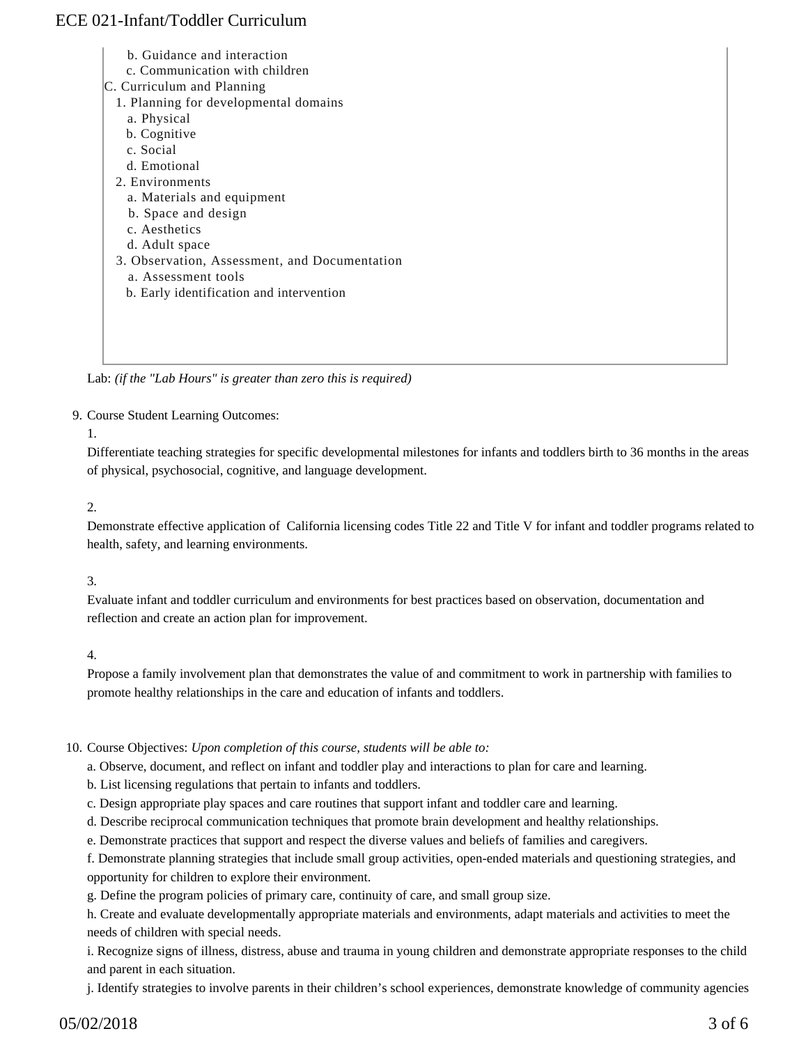b. Guidance and interaction
c. Communication with children

C. Curriculum and Planning
1. Planning for developmental domains
   a. Physical
   b. Cognitive
   c. Social
   d. Emotional
2. Environments
   a. Materials and equipment
   b. Space and design
   c. Aesthetics
   d. Adult space
3. Observation, Assessment, and Documentation
   a. Assessment tools
   b. Early identification and intervention

Lab: *(if the "Lab Hours" is greater than zero this is required)*

9. Course Student Learning Outcomes:

1.
Differentiate teaching strategies for specific developmental milestones for infants and toddlers birth to 36 months in the areas of physical, psychosocial, cognitive, and language development.

2.
Demonstrate effective application of California licensing codes Title 22 and Title V for infant and toddler programs related to health, safety, and learning environments.

3.
Evaluate infant and toddler curriculum and environments for best practices based on observation, documentation and reflection and create an action plan for improvement.

4.
Propose a family involvement plan that demonstrates the value of and commitment to work in partnership with families to promote healthy relationships in the care and education of infants and toddlers.

10. Course Objectives: *Upon completion of this course, students will be able to:*

a. Observe, document, and reflect on infant and toddler play and interactions to plan for care and learning.
b. List licensing regulations that pertain to infants and toddlers.
c. Design appropriate play spaces and care routines that support infant and toddler care and learning.
d. Describe reciprocal communication techniques that promote brain development and healthy relationships.
e. Demonstrate practices that support and respect the diverse values and beliefs of families and caregivers.
f. Demonstrate planning strategies that include small group activities, open-ended materials and questioning strategies, and opportunity for children to explore their environment.
g. Define the program policies of primary care, continuity of care, and small group size.
h. Create and evaluate developmentally appropriate materials and environments, adapt materials and activities to meet the needs of children with special needs.
i. Recognize signs of illness, distress, abuse and trauma in young children and demonstrate appropriate responses to the child and parent in each situation.
j. Identify strategies to involve parents in their children's school experiences, demonstrate knowledge of community agencies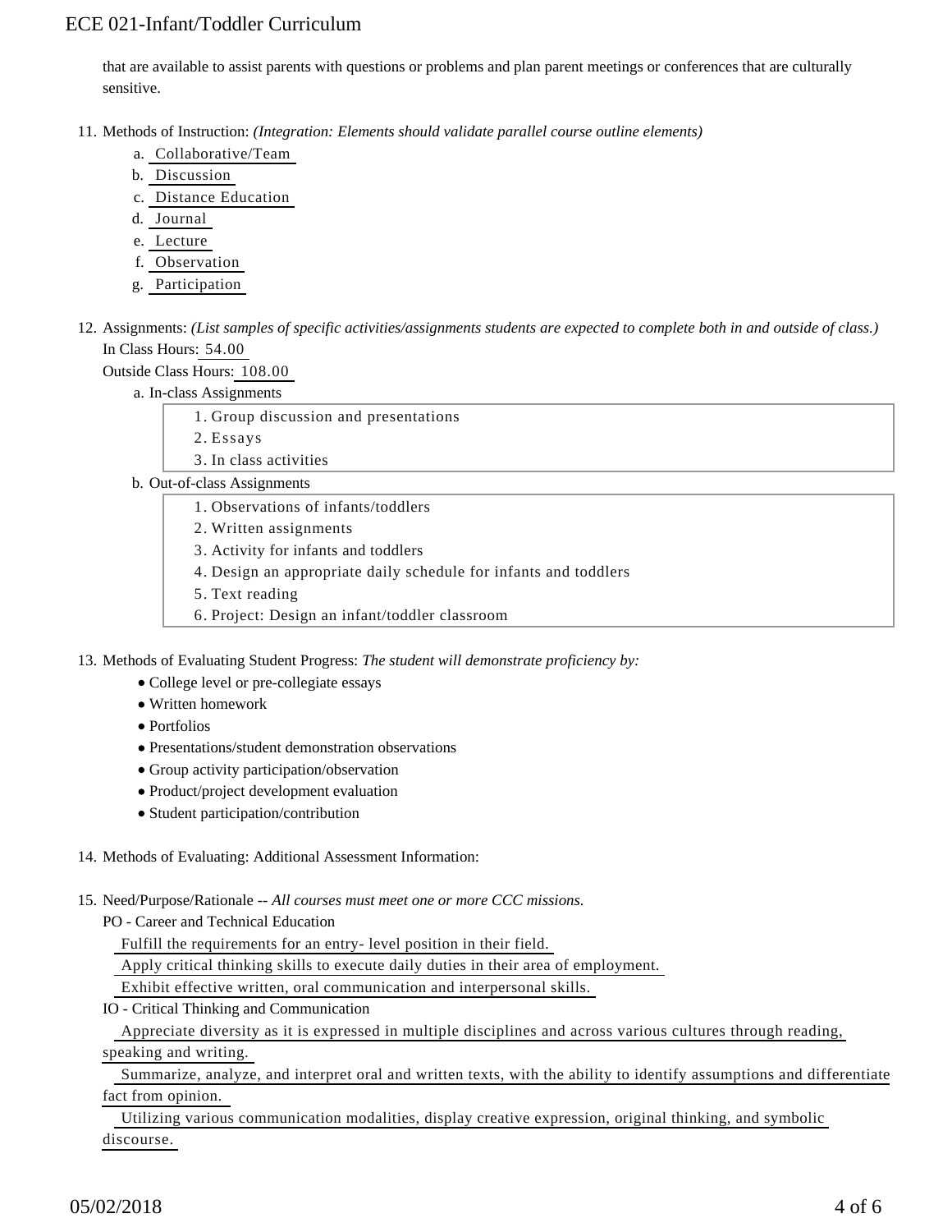that are available to assist parents with questions or problems and plan parent meetings or conferences that are culturally sensitive.

11. Methods of Instruction: *(Integration: Elements should validate parallel course outline elements)*
    a. Collaborative/Team
    b. Discussion
    c. Distance Education
    d. Journal
    e. Lecture
    f. Observation
    g. Participation

12. Assignments: *(List samples of specific activities/assignments students are expected to complete both in and outside of class.)*
    In Class Hours: 54.00
    Outside Class Hours: 108.00
    a. In-class Assignments
        1. Group discussion and presentations
        2. Essays
        3. In class activities
    b. Out-of-class Assignments
        1. Observations of infants/toddlers
        2. Written assignments
        3. Activity for infants and toddlers
        4. Design an appropriate daily schedule for infants and toddlers
        5. Text reading
        6. Project: Design an infant/toddler classroom

13. Methods of Evaluating Student Progress: *The student will demonstrate proficiency by:*
    - College level or pre-collegiate essays
    - Written homework
    - Portfolios
    - Presentations/student demonstration observations
    - Group activity participation/observation
    - Product/project development evaluation
    - Student participation/contribution

14. Methods of Evaluating: Additional Assessment Information:

15. Need/Purpose/Rationale -- *All courses must meet one or more CCC missions.*
    PO - Career and Technical Education
    Fulfill the requirements for an entry- level position in their field.
    Apply critical thinking skills to execute daily duties in their area of employment.
    Exhibit effective written, oral communication and interpersonal skills.
    IO - Critical Thinking and Communication
    Appreciate diversity as it is expressed in multiple disciplines and across various cultures through reading, speaking and writing.
    Summarize, analyze, and interpret oral and written texts, with the ability to identify assumptions and differentiate fact from opinion.
    Utilizing various communication modalities, display creative expression, original thinking, and symbolic discourse.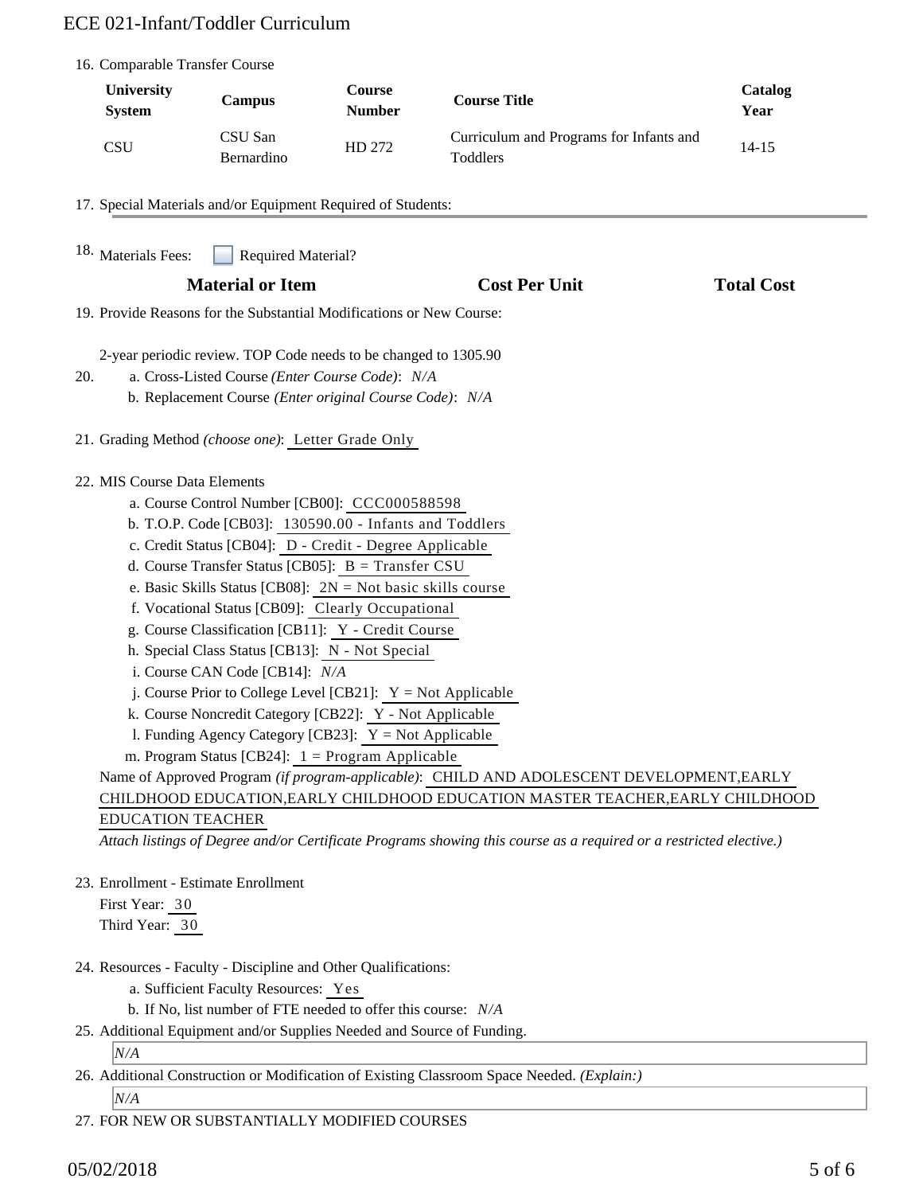16. Comparable Transfer Course

| University System | Campus | Course Number | Course Title | Catalog Year |
|---|---|---|---|---|
| CSU | CSU San Bernardino | HD 272 | Curriculum and Programs for Infants and Toddlers | 14-15 |

17. Special Materials and/or Equipment Required of Students:

18. Materials Fees: ☐ Required Material?

| Material or Item | Cost Per Unit | Total Cost |
|---|---|---|

19. Provide Reasons for the Substantial Modifications or New Course:

2-year periodic review. TOP Code needs to be changed to 1305.90

20. a. Cross-Listed Course *(Enter Course Code)*: *N/A*
    b. Replacement Course *(Enter original Course Code)*: *N/A*

21. Grading Method *(choose one)*: Letter Grade Only

22. MIS Course Data Elements
    a. Course Control Number [CB00]: CCC000588598
    b. T.O.P. Code [CB03]: 130590.00 - Infants and Toddlers
    c. Credit Status [CB04]: D - Credit - Degree Applicable
    d. Course Transfer Status [CB05]: B = Transfer CSU
    e. Basic Skills Status [CB08]: 2N = Not basic skills course
    f. Vocational Status [CB09]: Clearly Occupational
    g. Course Classification [CB11]: Y - Credit Course
    h. Special Class Status [CB13]: N - Not Special
    i. Course CAN Code [CB14]: *N/A*
    j. Course Prior to College Level [CB21]: Y = Not Applicable
    k. Course Noncredit Category [CB22]: Y - Not Applicable
    l. Funding Agency Category [CB23]: Y = Not Applicable
    m. Program Status [CB24]: 1 = Program Applicable

    Name of Approved Program *(if program-applicable)*: CHILD AND ADOLESCENT DEVELOPMENT,EARLY CHILDHOOD EDUCATION,EARLY CHILDHOOD EDUCATION MASTER TEACHER,EARLY CHILDHOOD EDUCATION TEACHER

    *Attach listings of Degree and/or Certificate Programs showing this course as a required or a restricted elective.)*

23. Enrollment - Estimate Enrollment
    First Year: 30
    Third Year: 30

24. Resources - Faculty - Discipline and Other Qualifications:
    a. Sufficient Faculty Resources: Yes
    b. If No, list number of FTE needed to offer this course: *N/A*

25. Additional Equipment and/or Supplies Needed and Source of Funding.

    *N/A*

26. Additional Construction or Modification of Existing Classroom Space Needed. *(Explain:)*

    *N/A*

27. FOR NEW OR SUBSTANTIALLY MODIFIED COURSES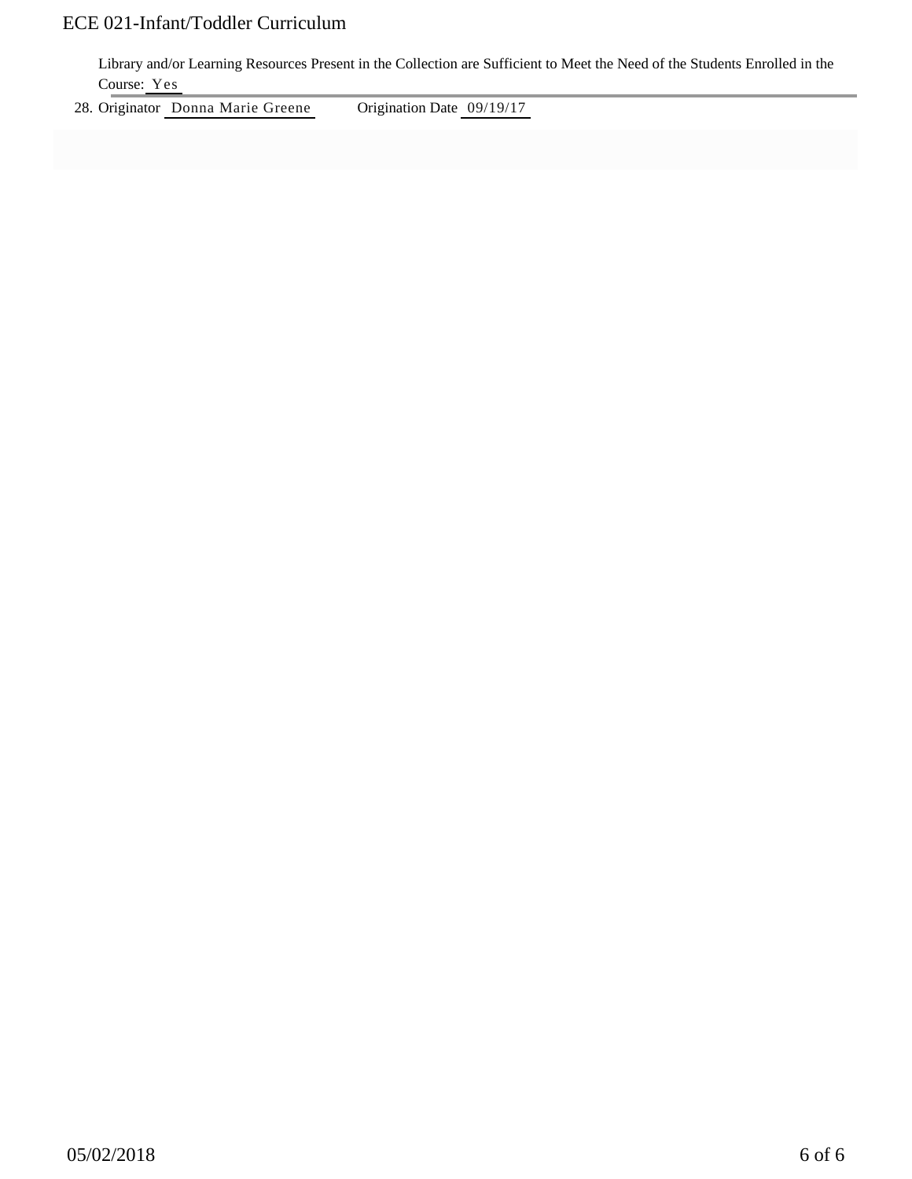Library and/or Learning Resources Present in the Collection are Sufficient to Meet the Need of the Students Enrolled in the Course: Yes

28. Originator Donna Marie Greene Origination Date 09/19/17